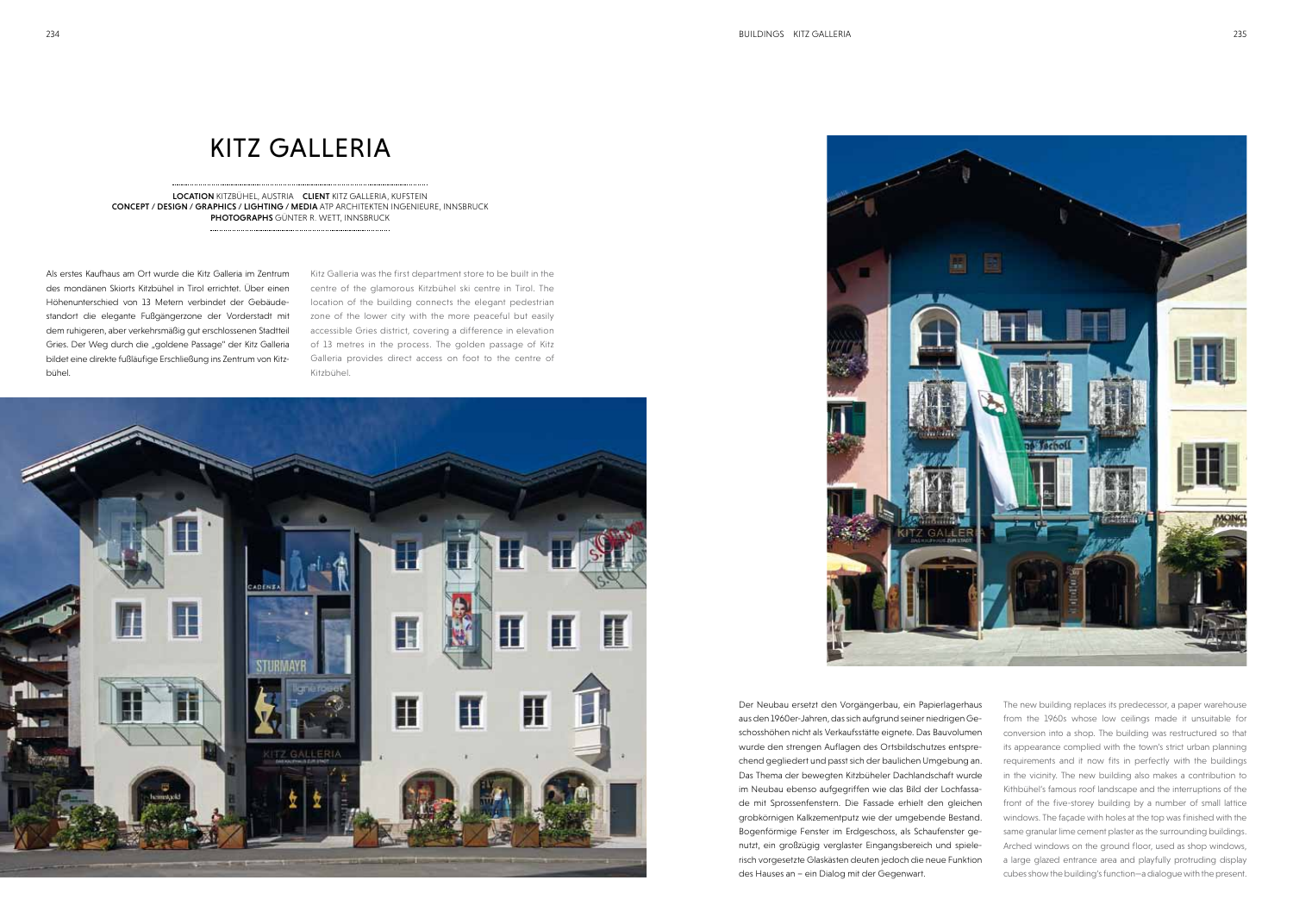# KITZ GALLERIA

**LOCATION** KITZBÜHEL, AUSTRIA **CLIENT** KITZ GALLERIA, KUFSTEIN
**CONCEPT / DESIGN / GRAPHICS / LIGHTING / MEDIA** ATP ARCHITEKTEN INGENIEURE, INNSBRUCK
**PHOTOGRAPHS** GÜNTER R. WETT, INNSBRUCK

Als erstes Kaufhaus am Ort wurde die Kitz Galleria im Zentrum des mondänen Skiorts Kitzbühel in Tirol errichtet. Über einen Höhenunterschied von 13 Metern verbindet der Gebäudestandort die elegante Fußgängerzone der Vorderstadt mit dem ruhigeren, aber verkehrsmäßig gut erschlossenen Stadtteil Gries. Der Weg durch die „goldene Passage" der Kitz Galleria bildet eine direkte fußläufige Erschließung ins Zentrum von Kitzbühel.

Kitz Galleria was the first department store to be built in the centre of the glamorous Kitzbühel ski centre in Tirol. The location of the building connects the elegant pedestrian zone of the lower city with the more peaceful but easily accessible Gries district, covering a difference in elevation of 13 metres in the process. The golden passage of Kitz Galleria provides direct access on foot to the centre of Kitzbühel.

Der Neubau ersetzt den Vorgängerbau, ein Papierlagerhaus aus den 1960er-Jahren, das sich aufgrund seiner niedrigen Geschosshöhen nicht als Verkaufsstätte eignete. Das Bauvolumen wurde den strengen Auflagen des Ortsbildschutzes entsprechend gegliedert und passt sich der baulichen Umgebung an. Das Thema der bewegten Kitzbüheler Dachlandschaft wurde im Neubau ebenso aufgegriffen wie das Bild der Lochfassade mit Sprossenfenstern. Die Fassade erhielt den gleichen grobkörnigen Kalkzementputz wie der umgebende Bestand. Bogenförmige Fenster im Erdgeschoss, als Schaufenster genutzt, ein großzügig verglaster Eingangsbereich und spielerisch vorgesetzte Glaskästen deuten jedoch die neue Funktion des Hauses an – ein Dialog mit der Gegenwart.

The new building replaces its predecessor, a paper warehouse from the 1960s whose low ceilings made it unsuitable for conversion into a shop. The building was restructured so that its appearance complied with the town's strict urban planning requirements and it now fits in perfectly with the buildings in the vicinity. The new building also makes a contribution to Kithbühel's famous roof landscape and the interruptions of the front of the five-storey building by a number of small lattice windows. The façade with holes at the top was finished with the same granular lime cement plaster as the surrounding buildings. Arched windows on the ground floor, used as shop windows, a large glazed entrance area and playfully protruding display cubes show the building's function—a dialogue with the present.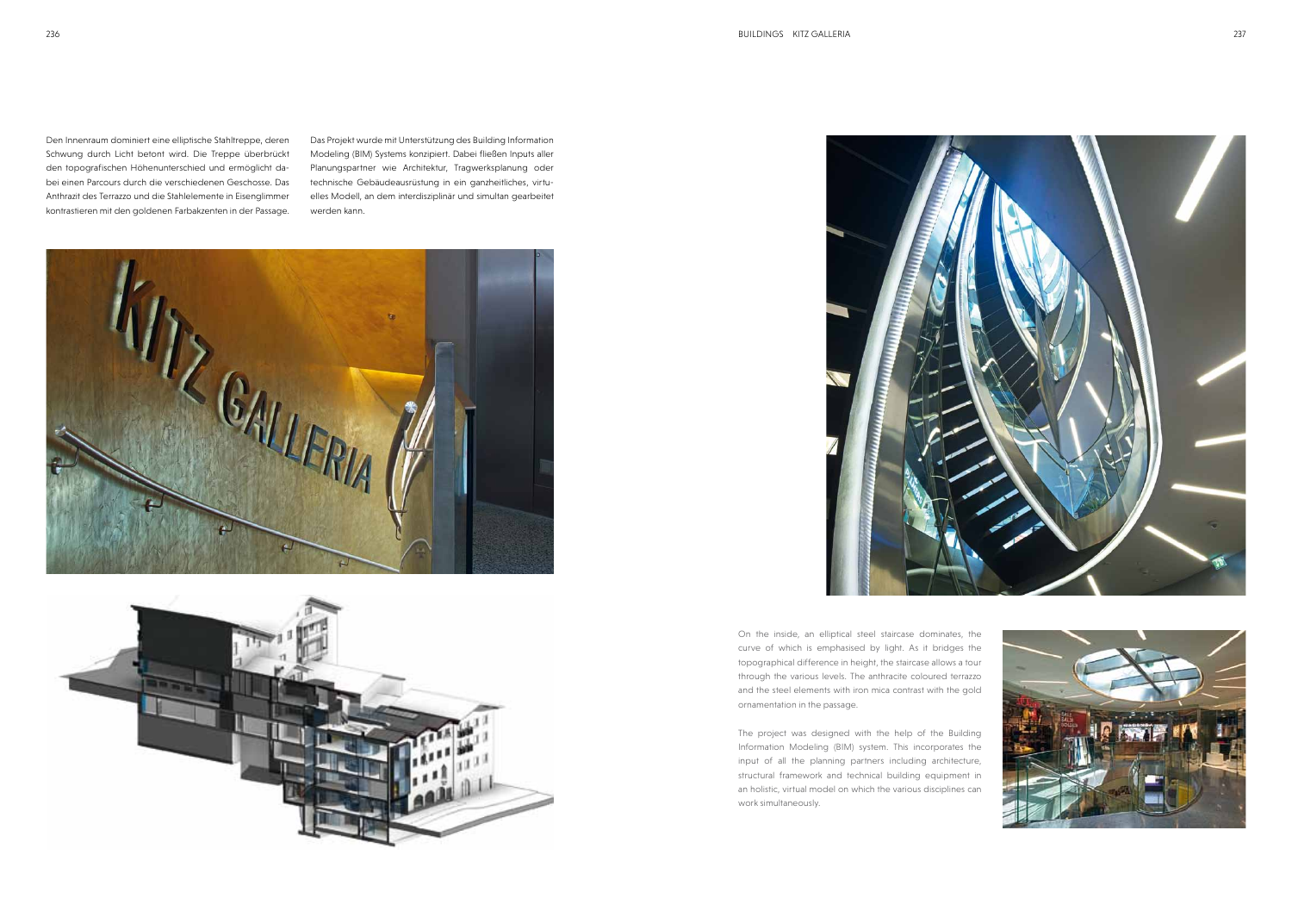Den Innenraum dominiert eine elliptische Stahltreppe, deren Schwung durch Licht betont wird. Die Treppe überbrückt den topografischen Höhenunterschied und ermöglicht dabei einen Parcours durch die verschiedenen Geschosse. Das Anthrazit des Terrazzo und die Stahlelemente in Eisenglimmer kontrastieren mit den goldenen Farbakzenten in der Passage.

Das Projekt wurde mit Unterstützung des Building Information Modeling (BIM) Systems konzipiert. Dabei fließen Inputs aller Planungspartner wie Architektur, Tragwerksplanung oder technische Gebäudeausrüstung in ein ganzheitliches, virtuelles Modell, an dem interdisziplinär und simultan gearbeitet werden kann.

On the inside, an elliptical steel staircase dominates, the curve of which is emphasised by light. As it bridges the topographical difference in height, the staircase allows a tour through the various levels. The anthracite coloured terrazzo and the steel elements with iron mica contrast with the gold ornamentation in the passage.

The project was designed with the help of the Building Information Modeling (BIM) system. This incorporates the input of all the planning partners including architecture, structural framework and technical building equipment in an holistic, virtual model on which the various disciplines can work simultaneously.